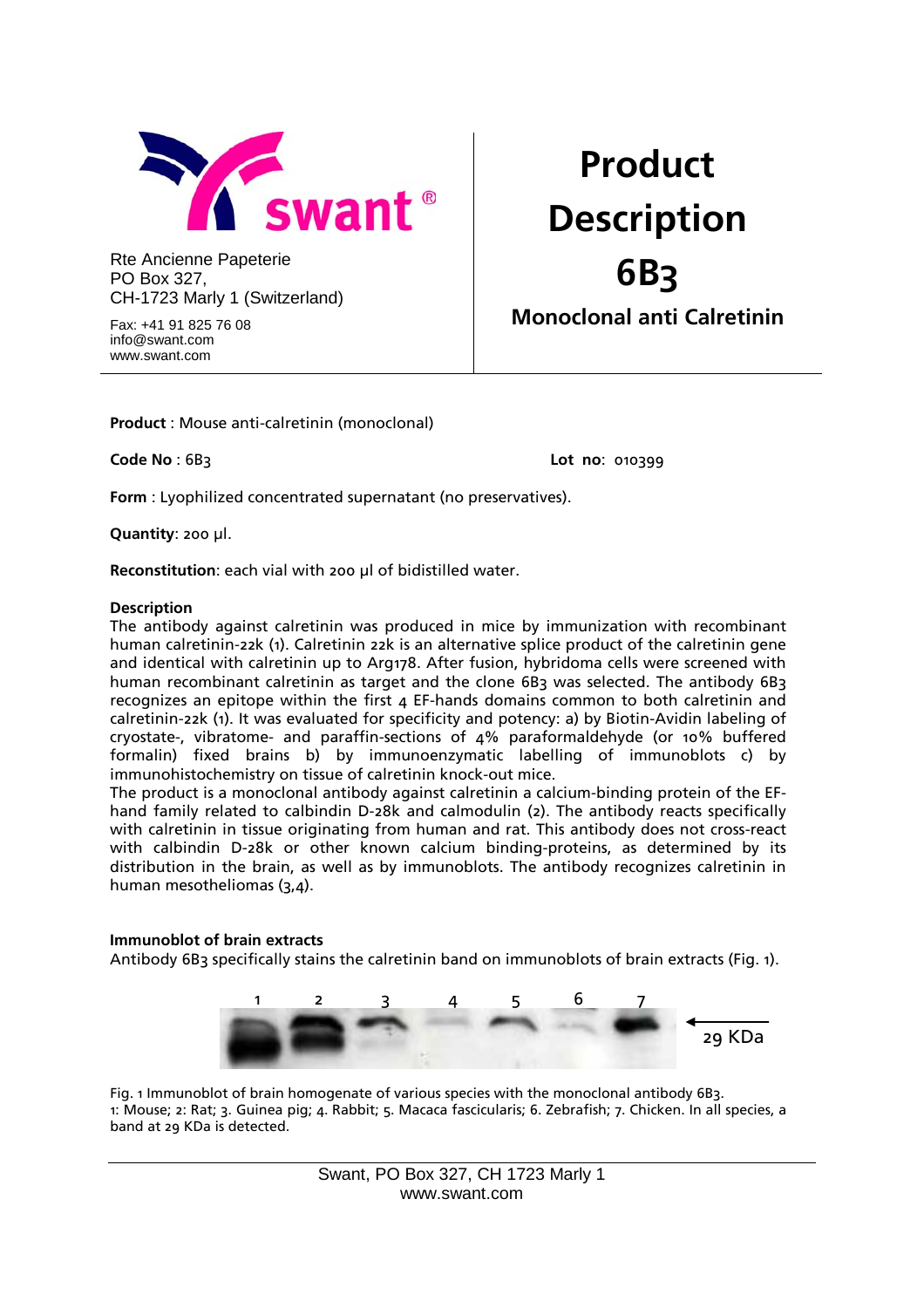swant®

Rte Ancienne Papeterie
PO Box 327,
CH-1723 Marly 1 (Switzerland)

Fax: +41 91 825 76 08
info@swant.com
www.swant.com

# Product Description 6B3

## Monoclonal anti Calretinin

**Product** : Mouse anti-calretinin (monoclonal)

**Code No** : 6B3

**Lot no**: 010399

**Form** : Lyophilized concentrated supernatant (no preservatives).

**Quantity**: 200 µl.

**Reconstitution**: each vial with 200 µl of bidistilled water.

**Description**

The antibody against calretinin was produced in mice by immunization with recombinant human calretinin-22k (1). Calretinin 22k is an alternative splice product of the calretinin gene and identical with calretinin up to Arg178. After fusion, hybridoma cells were screened with human recombinant calretinin as target and the clone 6B3 was selected. The antibody 6B3 recognizes an epitope within the first 4 EF-hands domains common to both calretinin and calretinin-22k (1). It was evaluated for specificity and potency: a) by Biotin-Avidin labeling of cryostate-, vibratome- and paraffin-sections of 4% paraformaldehyde (or 10% buffered formalin) fixed brains b) by immunoenzymatic labelling of immunoblots c) by immunohistochemistry on tissue of calretinin knock-out mice.

The product is a monoclonal antibody against calretinin a calcium-binding protein of the EF-hand family related to calbindin D-28k and calmodulin (2). The antibody reacts specifically with calretinin in tissue originating from human and rat. This antibody does not cross-react with calbindin D-28k or other known calcium binding-proteins, as determined by its distribution in the brain, as well as by immunoblots. The antibody recognizes calretinin in human mesotheliomas (3,4).

**Immunoblot of brain extracts**

Antibody 6B3 specifically stains the calretinin band on immunoblots of brain extracts (Fig. 1).

1 2 3 4 5 6 7 ← 29 KDa

Fig. 1 Immunoblot of brain homogenate of various species with the monoclonal antibody 6B3.
1: Mouse; 2: Rat; 3. Guinea pig; 4. Rabbit; 5. Macaca fascicularis; 6. Zebrafish; 7. Chicken. In all species, a band at 29 KDa is detected.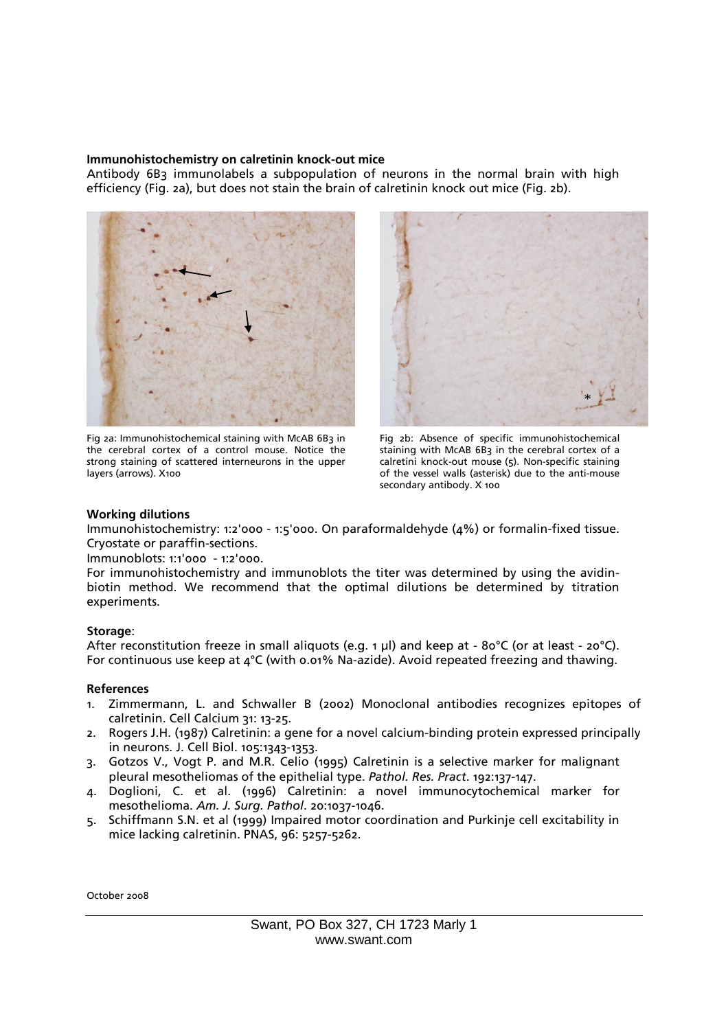**Immunohistochemistry on calretinin knock-out mice**

Antibody 6B3 immunolabels a subpopulation of neurons in the normal brain with high efficiency (Fig. 2a), but does not stain the brain of calretinin knock out mice (Fig. 2b).

Fig 2a: Immunohistochemical staining with McAB 6B3 in the cerebral cortex of a control mouse. Notice the strong staining of scattered interneurons in the upper layers (arrows). X100

Fig 2b: Absence of specific immunohistochemical staining with McAB 6B3 in the cerebral cortex of a calretini knock-out mouse (5). Non-specific staining of the vessel walls (asterisk) due to the anti-mouse secondary antibody. X 100

**Working dilutions**

Immunohistochemistry: 1:2'000 - 1:5'000. On paraformaldehyde (4%) or formalin-fixed tissue. Cryostate or paraffin-sections.

Immunoblots: 1:1'000 - 1:2'000.

For immunohistochemistry and immunoblots the titer was determined by using the avidin-biotin method. We recommend that the optimal dilutions be determined by titration experiments.

**Storage**:

After reconstitution freeze in small aliquots (e.g. 1 µl) and keep at - 80°C (or at least - 20°C). For continuous use keep at 4°C (with 0.01% Na-azide). Avoid repeated freezing and thawing.

**References**

1. Zimmermann, L. and Schwaller B (2002) Monoclonal antibodies recognizes epitopes of calretinin. Cell Calcium 31: 13-25.
2. Rogers J.H. (1987) Calretinin: a gene for a novel calcium-binding protein expressed principally in neurons. J. Cell Biol. 105:1343-1353.
3. Gotzos V., Vogt P. and M.R. Celio (1995) Calretinin is a selective marker for malignant pleural mesotheliomas of the epithelial type. *Pathol. Res. Pract*. 192:137-147.
4. Doglioni, C. et al. (1996) Calretinin: a novel immunocytochemical marker for mesothelioma. *Am. J. Surg. Pathol*. 20:1037-1046.
5. Schiffmann S.N. et al (1999) Impaired motor coordination and Purkinje cell excitability in mice lacking calretinin. PNAS, 96: 5257-5262.

October 2008

Swant, PO Box 327, CH 1723 Marly 1
www.swant.com